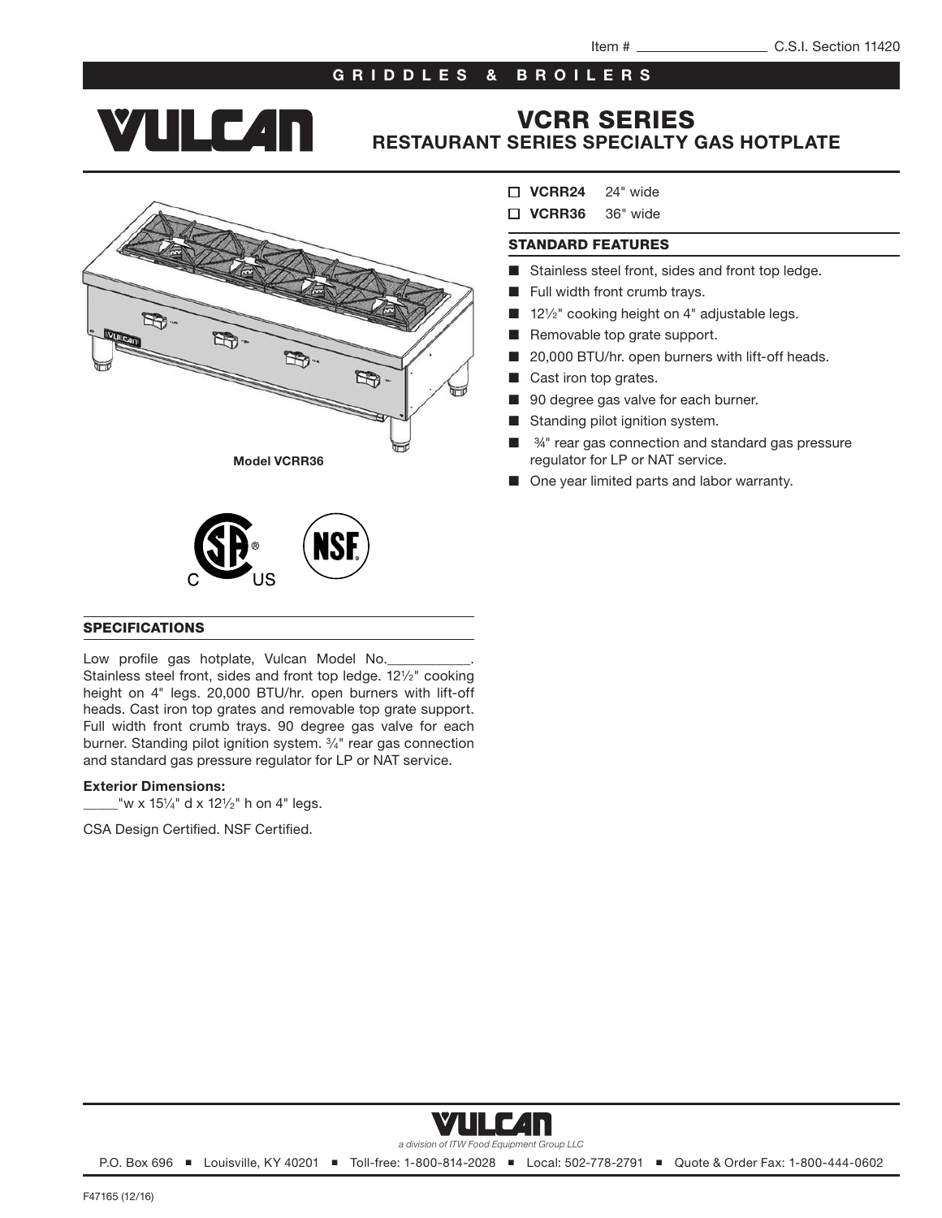Item # ________________ C.S.I. Section 11420

**GRIDDLES & BROILERS**

# VCRR SERIES
## RESTAURANT SERIES SPECIALTY GAS HOTPLATE

- ☐ **VCRR24** 24" wide
- ☐ **VCRR36** 36" wide

### STANDARD FEATURES

- Stainless steel front, sides and front top ledge.
- Full width front crumb trays.
- 12½" cooking height on 4" adjustable legs.
- Removable top grate support.
- 20,000 BTU/hr. open burners with lift-off heads.
- Cast iron top grates.
- 90 degree gas valve for each burner.
- Standing pilot ignition system.
- ¾" rear gas connection and standard gas pressure regulator for LP or NAT service.
- One year limited parts and labor warranty.

**Model VCRR36**

### SPECIFICATIONS

Low profile gas hotplate, Vulcan Model No.___________. Stainless steel front, sides and front top ledge. 12½" cooking height on 4" legs. 20,000 BTU/hr. open burners with lift-off heads. Cast iron top grates and removable top grate support. Full width front crumb trays. 90 degree gas valve for each burner. Standing pilot ignition system. ¾" rear gas connection and standard gas pressure regulator for LP or NAT service.

**Exterior Dimensions:**
_____"w x 15¼" d x 12½" h on 4" legs.

CSA Design Certified. NSF Certified.

*a division of ITW Food Equipment Group LLC*

P.O. Box 696 ■ Louisville, KY 40201 ■ Toll-free: 1-800-814-2028 ■ Local: 502-778-2791 ■ Quote & Order Fax: 1-800-444-0602

F47165 (12/16)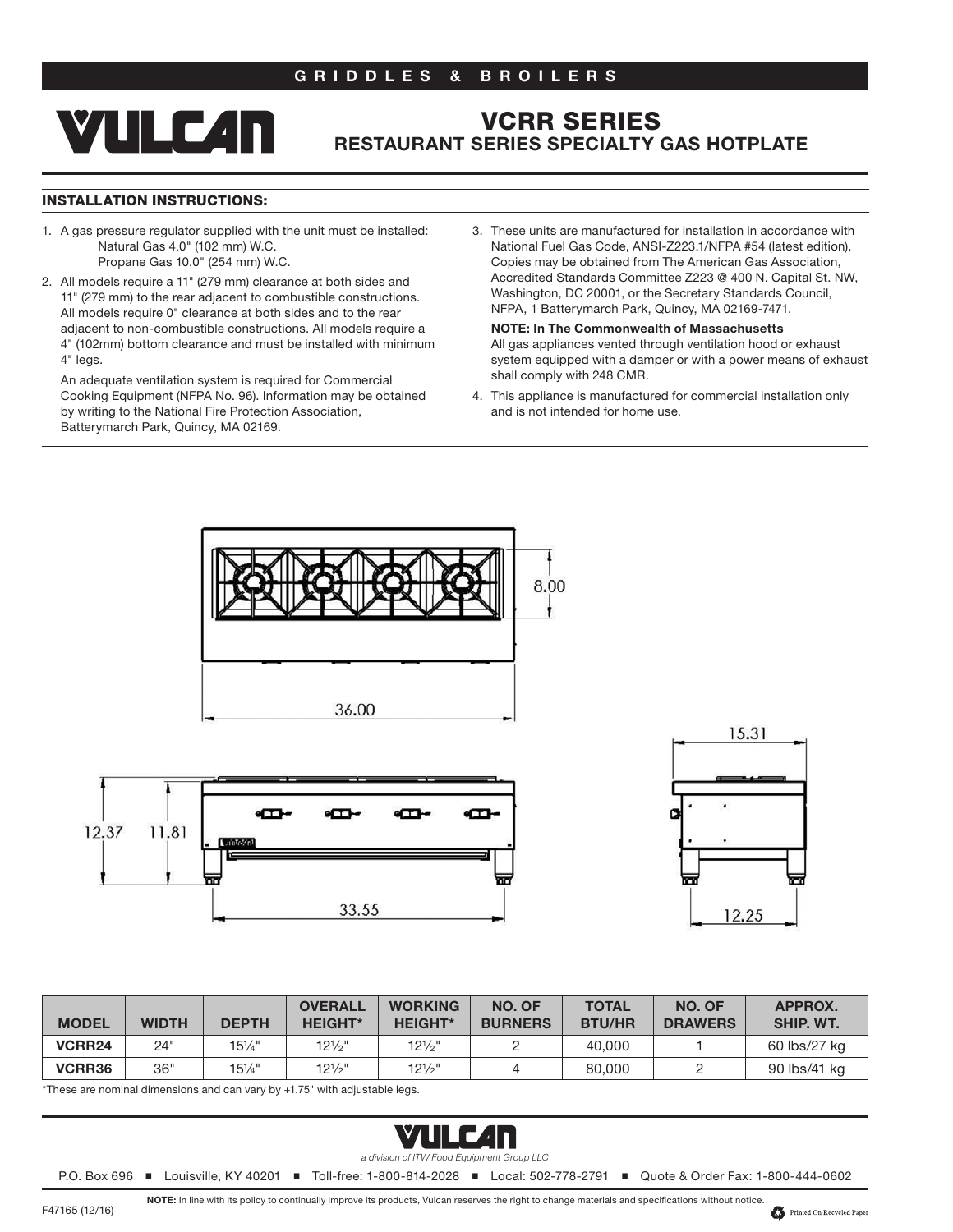GRIDDLES & BROILERS

# VULCAN

## VCRR SERIES
### RESTAURANT SERIES SPECIALTY GAS HOTPLATE

#### INSTALLATION INSTRUCTIONS:

1. A gas pressure regulator supplied with the unit must be installed:
   Natural Gas 4.0" (102 mm) W.C.
   Propane Gas 10.0" (254 mm) W.C.
2. All models require a 11" (279 mm) clearance at both sides and 11" (279 mm) to the rear adjacent to combustible constructions. All models require 0" clearance at both sides and to the rear adjacent to non-combustible constructions. All models require a 4" (102mm) bottom clearance and must be installed with minimum 4" legs.

   An adequate ventilation system is required for Commercial Cooking Equipment (NFPA No. 96). Information may be obtained by writing to the National Fire Protection Association, Batterymarch Park, Quincy, MA 02169.
3. These units are manufactured for installation in accordance with National Fuel Gas Code, ANSI-Z223.1/NFPA #54 (latest edition). Copies may be obtained from The American Gas Association, Accredited Standards Committee Z223 @ 400 N. Capital St. NW, Washington, DC 20001, or the Secretary Standards Council, NFPA, 1 Batterymarch Park, Quincy, MA 02169-7471.

   **NOTE: In The Commonwealth of Massachusetts**
   All gas appliances vented through ventilation hood or exhaust system equipped with a damper or with a power means of exhaust shall comply with 248 CMR.
4. This appliance is manufactured for commercial installation only and is not intended for home use.

8.00
36.00
12.37
11.81
33.55
15.31
12.25

| MODEL | WIDTH | DEPTH | OVERALL HEIGHT* | WORKING HEIGHT* | NO. OF BURNERS | TOTAL BTU/HR | NO. OF DRAWERS | APPROX. SHIP. WT. |
|---|---|---|---|---|---|---|---|---|
| **VCRR24** | 24" | 15¼" | 12½" | 12½" | 2 | 40,000 | 1 | 60 lbs/27 kg |
| **VCRR36** | 36" | 15¼" | 12½" | 12½" | 4 | 80,000 | 2 | 90 lbs/41 kg |

*These are nominal dimensions and can vary by +1.75" with adjustable legs.

VULCAN
*a division of ITW Food Equipment Group LLC*

P.O. Box 696 ■ Louisville, KY 40201 ■ Toll-free: 1-800-814-2028 ■ Local: 502-778-2791 ■ Quote & Order Fax: 1-800-444-0602

**NOTE:** In line with its policy to continually improve its products, Vulcan reserves the right to change materials and specifications without notice.

F47165 (12/16)

Printed On Recycled Paper